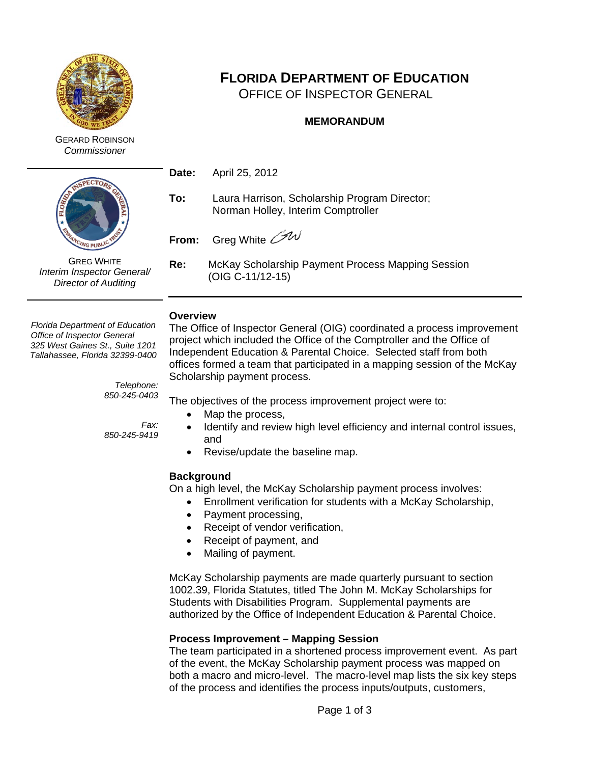# FLORIDA DEPARTMENT OF EDUCATION

OFFICE OF INSPECTOR GENERAL

**MEMORANDUM**

GERARD ROBINSON
*Commissioner*

GREG WHITE
*Interim Inspector General/ Director of Auditing*

*Florida Department of Education*
*Office of Inspector General*
*325 West Gaines St., Suite 1201*
*Tallahassee, Florida 32399-0400*

*Telephone:* 850-245-0403

*Fax:* 850-245-9419

**Date:** April 25, 2012

**To:** Laura Harrison, Scholarship Program Director; Norman Holley, Interim Comptroller

**From:** Greg White GW

**Re:** McKay Scholarship Payment Process Mapping Session (OIG C-11/12-15)

---

**Overview**

The Office of Inspector General (OIG) coordinated a process improvement project which included the Office of the Comptroller and the Office of Independent Education & Parental Choice. Selected staff from both offices formed a team that participated in a mapping session of the McKay Scholarship payment process.

The objectives of the process improvement project were to:

- Map the process,
- Identify and review high level efficiency and internal control issues, and
- Revise/update the baseline map.

**Background**

On a high level, the McKay Scholarship payment process involves:

- Enrollment verification for students with a McKay Scholarship,
- Payment processing,
- Receipt of vendor verification,
- Receipt of payment, and
- Mailing of payment.

McKay Scholarship payments are made quarterly pursuant to section 1002.39, Florida Statutes, titled The John M. McKay Scholarships for Students with Disabilities Program. Supplemental payments are authorized by the Office of Independent Education & Parental Choice.

**Process Improvement – Mapping Session**

The team participated in a shortened process improvement event. As part of the event, the McKay Scholarship payment process was mapped on both a macro and micro-level. The macro-level map lists the six key steps of the process and identifies the process inputs/outputs, customers,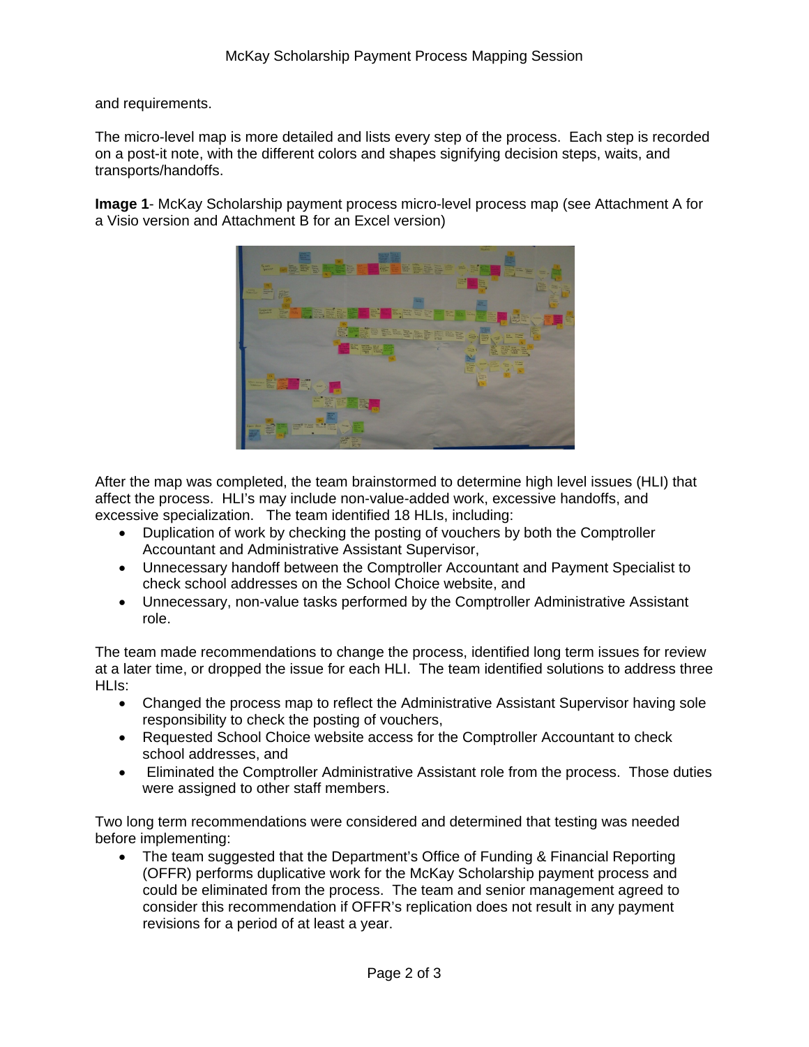and requirements.

The micro-level map is more detailed and lists every step of the process. Each step is recorded on a post-it note, with the different colors and shapes signifying decision steps, waits, and transports/handoffs.

**Image 1**- McKay Scholarship payment process micro-level process map (see Attachment A for a Visio version and Attachment B for an Excel version)

After the map was completed, the team brainstormed to determine high level issues (HLI) that affect the process. HLI's may include non-value-added work, excessive handoffs, and excessive specialization. The team identified 18 HLIs, including:

- Duplication of work by checking the posting of vouchers by both the Comptroller Accountant and Administrative Assistant Supervisor,
- Unnecessary handoff between the Comptroller Accountant and Payment Specialist to check school addresses on the School Choice website, and
- Unnecessary, non-value tasks performed by the Comptroller Administrative Assistant role.

The team made recommendations to change the process, identified long term issues for review at a later time, or dropped the issue for each HLI. The team identified solutions to address three HLIs:

- Changed the process map to reflect the Administrative Assistant Supervisor having sole responsibility to check the posting of vouchers,
- Requested School Choice website access for the Comptroller Accountant to check school addresses, and
- Eliminated the Comptroller Administrative Assistant role from the process. Those duties were assigned to other staff members.

Two long term recommendations were considered and determined that testing was needed before implementing:

- The team suggested that the Department's Office of Funding & Financial Reporting (OFFR) performs duplicative work for the McKay Scholarship payment process and could be eliminated from the process. The team and senior management agreed to consider this recommendation if OFFR's replication does not result in any payment revisions for a period of at least a year.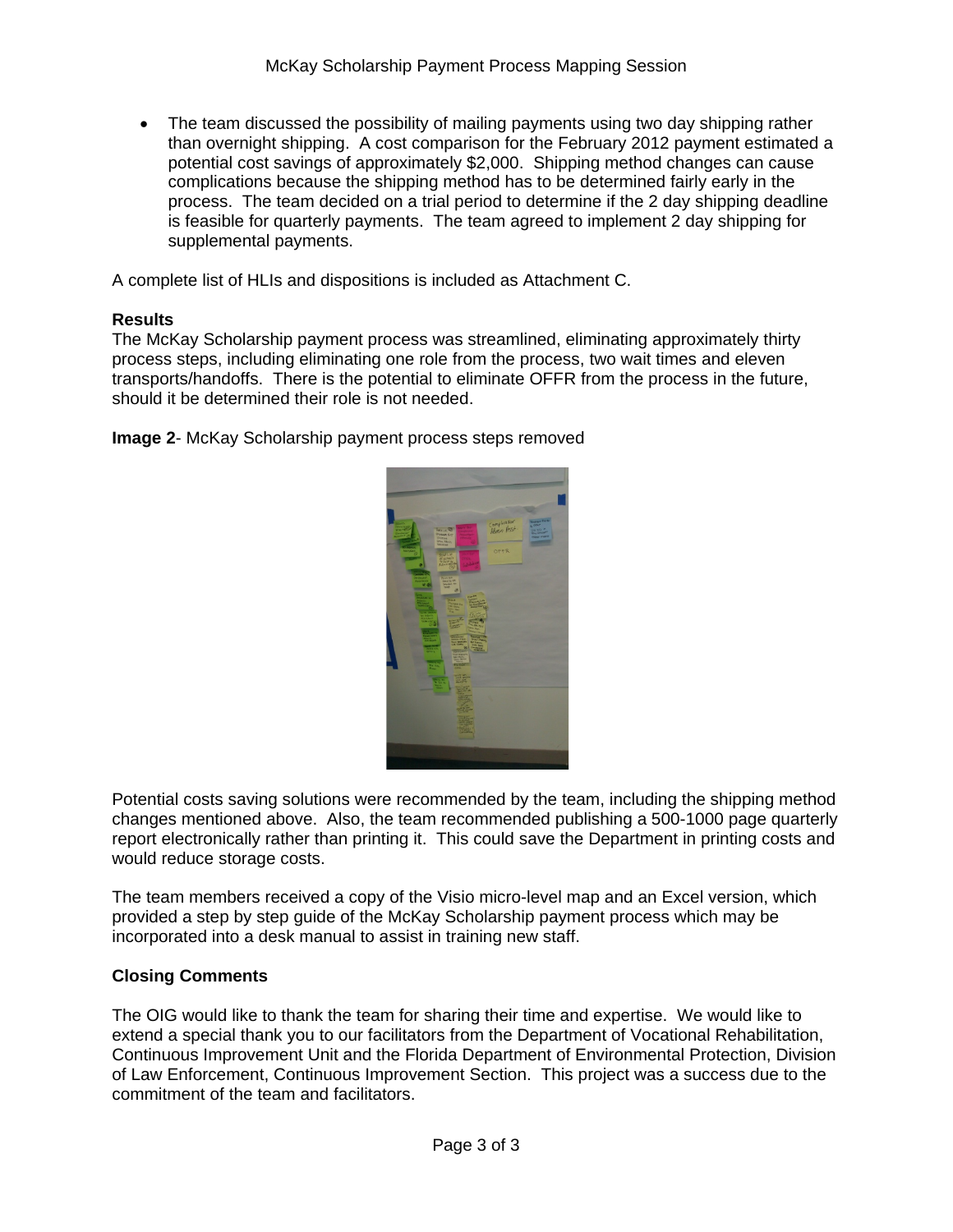- The team discussed the possibility of mailing payments using two day shipping rather than overnight shipping. A cost comparison for the February 2012 payment estimated a potential cost savings of approximately $2,000. Shipping method changes can cause complications because the shipping method has to be determined fairly early in the process. The team decided on a trial period to determine if the 2 day shipping deadline is feasible for quarterly payments. The team agreed to implement 2 day shipping for supplemental payments.

A complete list of HLIs and dispositions is included as Attachment C.

**Results**
The McKay Scholarship payment process was streamlined, eliminating approximately thirty process steps, including eliminating one role from the process, two wait times and eleven transports/handoffs. There is the potential to eliminate OFFR from the process in the future, should it be determined their role is not needed.

**Image 2**- McKay Scholarship payment process steps removed

Potential costs saving solutions were recommended by the team, including the shipping method changes mentioned above. Also, the team recommended publishing a 500-1000 page quarterly report electronically rather than printing it. This could save the Department in printing costs and would reduce storage costs.

The team members received a copy of the Visio micro-level map and an Excel version, which provided a step by step guide of the McKay Scholarship payment process which may be incorporated into a desk manual to assist in training new staff.

**Closing Comments**

The OIG would like to thank the team for sharing their time and expertise. We would like to extend a special thank you to our facilitators from the Department of Vocational Rehabilitation, Continuous Improvement Unit and the Florida Department of Environmental Protection, Division of Law Enforcement, Continuous Improvement Section. This project was a success due to the commitment of the team and facilitators.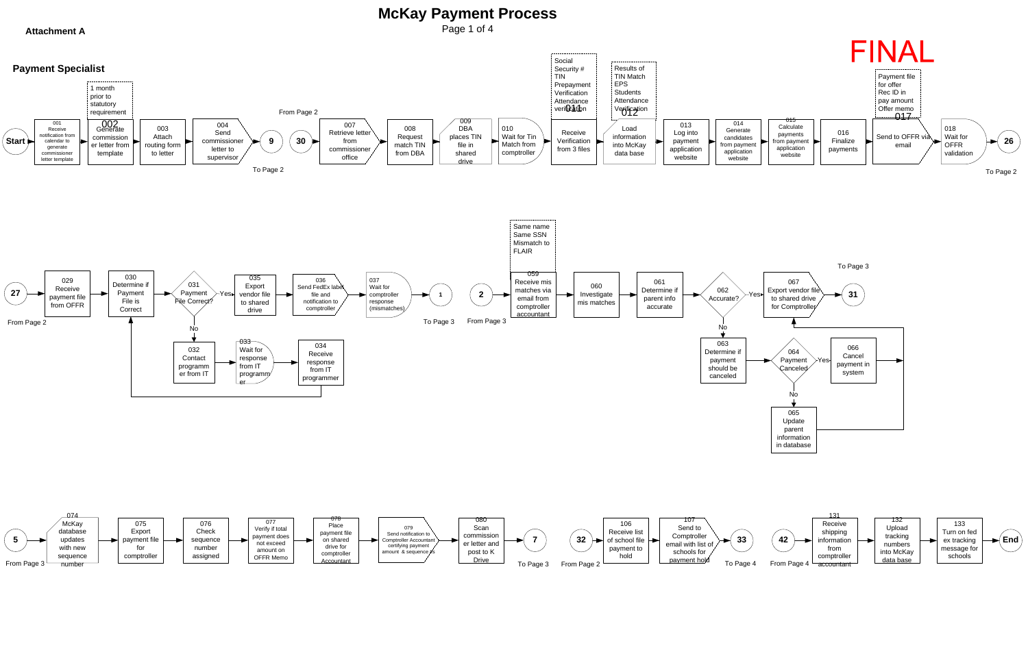**Attachment A**

# McKay Payment Process

Page 1 of 4

FINAL

## Payment Specialist

**Row 1**

- Start
- 001 Receive notification from calendar to generate commissioner letter template
- 002 Generate commissioner letter from template
  - Note: 1 month prior to statutory requirement
- 003 Attach routing form to letter
- 004 Send commissioner letter to supervisor
- 9 (To Page 2)
- 30 (From Page 2)
- 007 Retrieve letter from commissioner office
- 008 Request match TIN from DBA
- 009 DBA places TIN file in shared drive
- 010 Wait for Tin Match from comptroller
- 011 Receive Verification from 3 files
  - Note: Social Security # TIN Prepayment Verification Attendance verification
- 012 Load information into McKay data base
  - Note: Results of TIN Match EPS Students Attendance Verification
- 013 Log into payment application website
- 014 Generate candidates from payment application website
- 015 Calculate payments from payment application website
- 016 Finalize payments
- 017 Send to OFFR via email
  - Note: Payment file for offer Rec ID in pay amount Offer memo
- 018 Wait for OFFR validation
- 26 (To Page 2)

**Row 2**

- 27 (From Page 2)
- 029 Receive payment file from OFFR
- 030 Determine if Payment File is Correct
- 031 Payment File Correct?
  - Yes → 035 Export vendor file to shared drive
  - No → 032 Contact programmer from IT → 033 Wait for response from IT programmer → 034 Receive response from IT programmer → back to 030
- 036 Send FedEx label file and notification to comptroller
- 037 Wait for comptroller response (mismatches)
- 1 (To Page 3)
- 2 (From Page 3)
- 059 Receive mis matches via email from comptroller accountant
  - Note: Same name Same SSN Mismatch to FLAIR
- 060 Investigate mis matches
- 061 Determine if parent info accurate
- 062 Accurate?
  - Yes → 067 Export vendor file to shared drive for Comptroller → 31 (To Page 3)
  - No → 063 Determine if payment should be canceled
- 064 Payment Canceled?
  - Yes → 066 Cancel payment in system → 067
  - No → 065 Update parent information in database → 067

**Row 3**

- 5 (From Page 3)
- 074 McKay database updates with new sequence number
- 075 Export payment file for comptroller
- 076 Check sequence number assigned
- 077 Verify if total payment does not exceed amount on OFFR Memo
- 078 Place payment file on shared drive for comptroller Accountant
- 079 Send notification to Comptroller Accountant certifying payment amount & sequence #s
- 080 Scan commission er letter and post to K Drive
- 7 (To Page 3)
- 32 (From Page 2)
- 106 Receive list of school file payment to hold
- 107 Send to Comptroller email with list of schools for payment hold
- 33 (To Page 4)
- 42 (From Page 4)
- 131 Receive shipping information from comptroller accountant
- 132 Upload tracking numbers into McKay data base
- 133 Turn on fed ex tracking message for schools
- End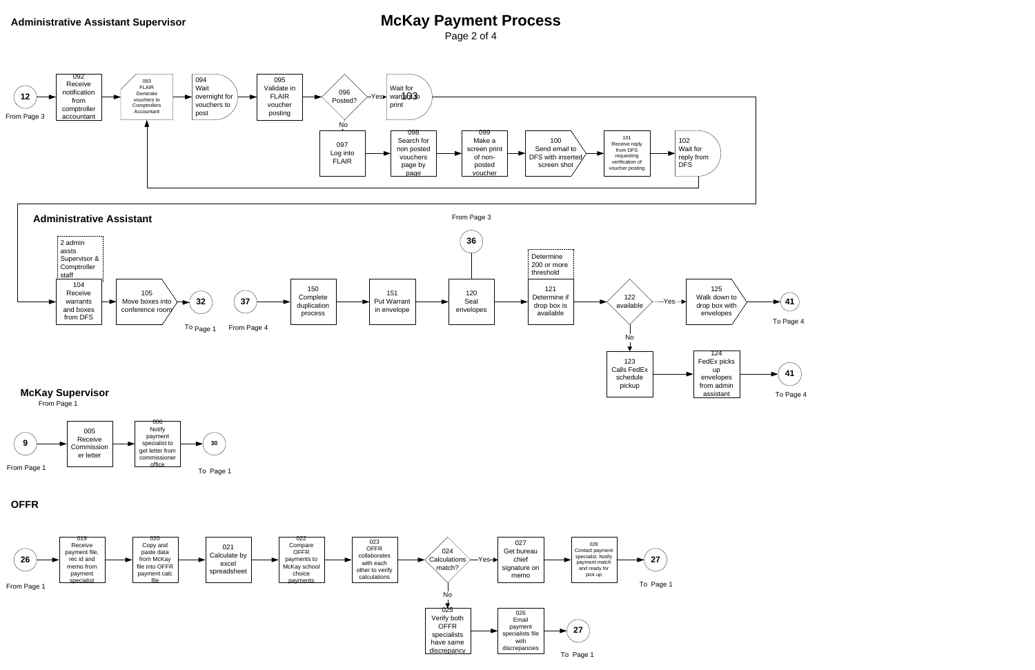# McKay Payment Process

Page 2 of 4

## Administrative Assistant Supervisor

- (12) From Page 3 → 092 Receive notification from comptroller accountant → 093 FLAIR Generate vouchers to Comptrollers Accountant → 094 Wait overnight for vouchers to post → 095 Validate in FLAIR voucher posting → 096 Posted?
  - Yes → Wait for warrant to print (103) → Administrative Assistant: 104
  - No → 097 Log into FLAIR → 098 Search for non posted vouchers page by page → 099 Make a screen print of non-posted voucher → 100 Send email to DFS with inserted screen shot → 101 Receive reply from DFS requesting verification of voucher posting → 102 Wait for reply from DFS → back to 093

## Administrative Assistant

- Note: 2 admin assts Supervisor & Comptroller staff
- 104 Receive warrants and boxes from DFS → 105 Move boxes into conference room → (32) To Page 1
- (37) From Page 4 → 150 Complete duplication process → 151 Put Warrant in envelope → 120 Seal envelopes (also from (36) From Page 3) → 121 Determine if drop box is available (Note: Determine 200 or more threshold) → 122 available
  - Yes → 125 Walk down to drop box with envelopes → (41) To Page 4
  - No → 123 Calls FedEx schedule pickup → 124 FedEx picks up envelopes from admin assistant → (41) To Page 4

## McKay Supervisor

- (9) From Page 1 → 005 Receive Commissioner letter → 006 Notify payment specialist to get letter from commissioner office → (30) To Page 1

## OFFR

- (26) From Page 1 → 019 Receive payment file, rec id and memo from payment specialist → 020 Copy and paste data from McKay file into OFFR payment calc file → 021 Calculate by excel spreadsheet → 022 Compare OFFR payments to McKay school choice payments → 023 OFFR collaborates with each other to verify calculations → 024 Calculations match?
  - Yes → 027 Get bureau chief signature on memo → 028 Contact payment specialist. Notify payment match and ready for pick up → (27) To Page 1
  - No → 025 Verify both OFFR specialists have same discrepancy → 026 Email payment specialists file with discrepancies → (27) To Page 1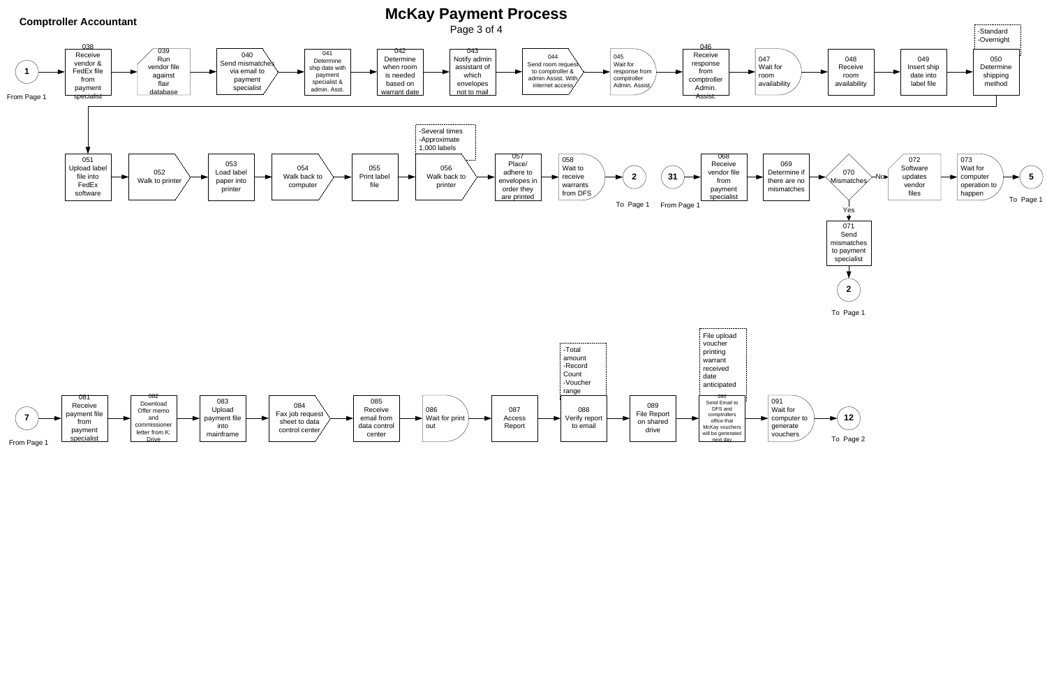# McKay Payment Process

**Comptroller Accountant**

Page 3 of 4

**Flow 1 (From Page 1):**

1. (1) From Page 1
2. 038 Receive vendor & FedEx file from payment specialist
3. 039 Run vendor file against flair database
4. 040 Send mismatches via email to payment specialist
5. 041 Determine ship date with payment specialist & admin. Asst.
6. 042 Determine when room is needed based on warrant date
7. 043 Notify admin assistant of which envelopes not to mail
8. 044 Send room request to comptroller & admin Assist. With internet access
9. 045 Wait for response from comptroller Admin. Assist.
10. 046 Receive response from comptroller Admin. Assist.
11. 047 Wait for room availability
12. 048 Receive room availability
13. 049 Insert ship date into label file
14. 050 Determine shipping method
    - -Standard
    - -Overnight
15. 051 Upload label file into FedEx software
16. 052 Walk to printer
17. 053 Load label paper into printer
18. 054 Walk back to computer
19. 055 Print label file
20. 056 Walk back to printer
    - -Several times
    - -Approximate 1,000 labels
21. 057 Place/ adhere to envelopes in order they are printed
22. 058 Wait to receive warrants from DFS
23. (2) To Page 1

**Flow 2 (From Page 1):**

1. (31) From Page 1
2. 068 Receive vendor file from payment specialist
3. 069 Determine if there are no mismatches
4. 070 Mismatches
   - No → 072 Software updates vendor files → 073 Wait for computer operation to happen → (5) To Page 1
   - Yes → 071 Send mismatches to payment specialist → (2) To Page 1

**Flow 3 (From Page 1):**

1. (7) From Page 1
2. 081 Receive payment file from payment specialist
3. 082 Download Offer memo and commissioner letter from K: Drive
4. 083 Upload payment file into mainframe
5. 084 Fax job request sheet to data control center
6. 085 Receive email from data control center
7. 086 Wait for print out
8. 087 Access Report
9. 088 Verify report to email
   - -Total amount
   - -Record Count
   - -Voucher range
10. 089 File Report on shared drive
11. 090 Send Email to DFS and comptrollers office that McKay vouchers will be generated next day
    - File upload voucher printing warrant received date anticipated
12. 091 Wait for computer to generate vouchers
13. (12) To Page 2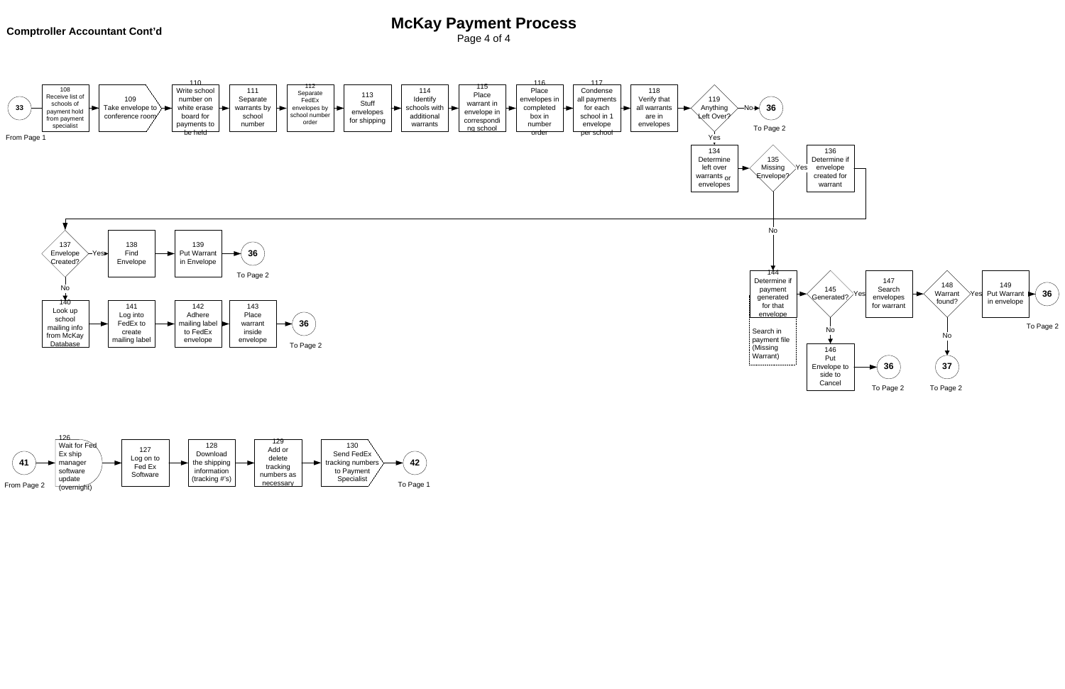# McKay Payment Process

**Comptroller Accountant Cont'd**

**From Page 1 (33)**

- 108 Receive list of schools of payment hold from payment specialist
- 109 Take envelope to conference room
- 110 Write school number on white erase board for payments to be held
- 111 Separate warrants by school number
- 112 Separate FedEx envelopes by school number order
- 113 Stuff envelopes for shipping
- 114 Identify schools with additional warrants
- 115 Place warrant in envelope in corresponding school
- 116 Place envelopes in completed box in number order
- 117 Condense all payments for each school in 1 envelope per school
- 118 Verify that all warrants are in envelopes
- 119 Anything Left Over?
  - No → 36 (To Page 2)
  - Yes → 134

- 134 Determine left over warrants or envelopes
- 135 Missing Envelope?
  - Yes → 136 Determine if envelope created for warrant → 137
  - No → 144

- 137 Envelope Created?
  - Yes → 138 Find Envelope → 139 Put Warrant in Envelope → 36 (To Page 2)
  - No → 140 Look up school mailing info from McKay Database → 141 Log into FedEx to create mailing label → 142 Adhere mailing label to FedEx envelope → 143 Place warrant inside envelope → 36 (To Page 2)

- 144 Determine if payment generated for that envelope
  - Note: Search in payment file (Missing Warrant)
- 145 Generated?
  - No → 146 Put Envelope to side to Cancel → 36 (To Page 2)
  - Yes → 147 Search envelopes for warrant
- 148 Warrant found?
  - Yes → 149 Put Warrant in envelope → 36 (To Page 2)
  - No → 37 (To Page 2)

**From Page 2 (41)**

- 126 Wait for Fed Ex ship manager software update (overnight)
- 127 Log on to Fed Ex Software
- 128 Download the shipping information (tracking #'s)
- 129 Add or delete tracking numbers as necessary
- 130 Send FedEx tracking numbers to Payment Specialist
- → 42 (To Page 1)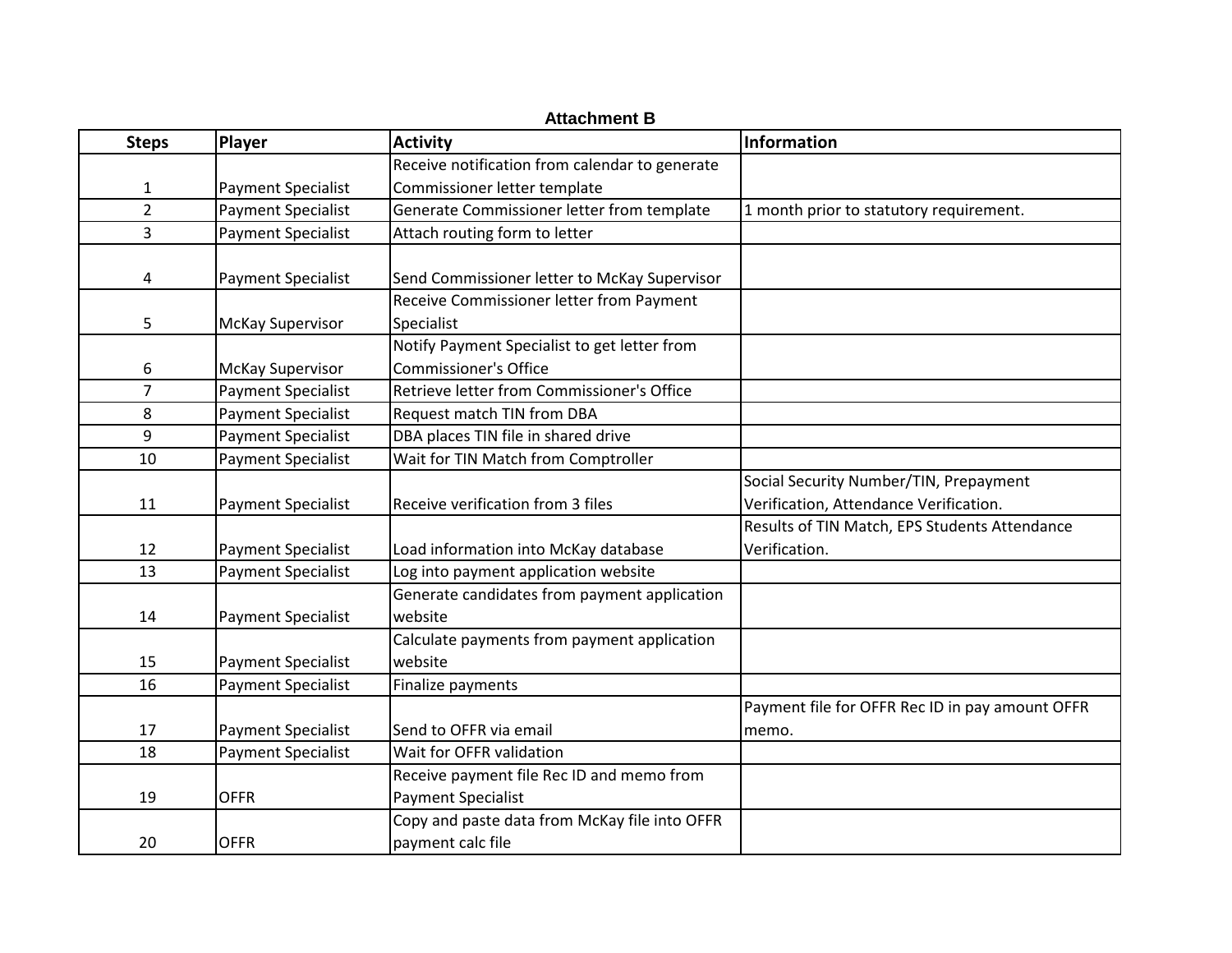# Attachment B

| Steps | Player | Activity | Information |
|---|---|---|---|
| 1 | Payment Specialist | Receive notification from calendar to generate Commissioner letter template | |
| 2 | Payment Specialist | Generate Commissioner letter from template | 1 month prior to statutory requirement. |
| 3 | Payment Specialist | Attach routing form to letter | |
| 4 | Payment Specialist | Send Commissioner letter to McKay Supervisor | |
| 5 | McKay Supervisor | Receive Commissioner letter from Payment Specialist | |
| 6 | McKay Supervisor | Notify Payment Specialist to get letter from Commissioner's Office | |
| 7 | Payment Specialist | Retrieve letter from Commissioner's Office | |
| 8 | Payment Specialist | Request match TIN from DBA | |
| 9 | Payment Specialist | DBA places TIN file in shared drive | |
| 10 | Payment Specialist | Wait for TIN Match from Comptroller | |
| 11 | Payment Specialist | Receive verification from 3 files | Social Security Number/TIN, Prepayment Verification, Attendance Verification. |
| 12 | Payment Specialist | Load information into McKay database | Results of TIN Match, EPS Students Attendance Verification. |
| 13 | Payment Specialist | Log into payment application website | |
| 14 | Payment Specialist | Generate candidates from payment application website | |
| 15 | Payment Specialist | Calculate payments from payment application website | |
| 16 | Payment Specialist | Finalize payments | |
| 17 | Payment Specialist | Send to OFFR via email | Payment file for OFFR Rec ID in pay amount OFFR memo. |
| 18 | Payment Specialist | Wait for OFFR validation | |
| 19 | OFFR | Receive payment file Rec ID and memo from Payment Specialist | |
| 20 | OFFR | Copy and paste data from McKay file into OFFR payment calc file | |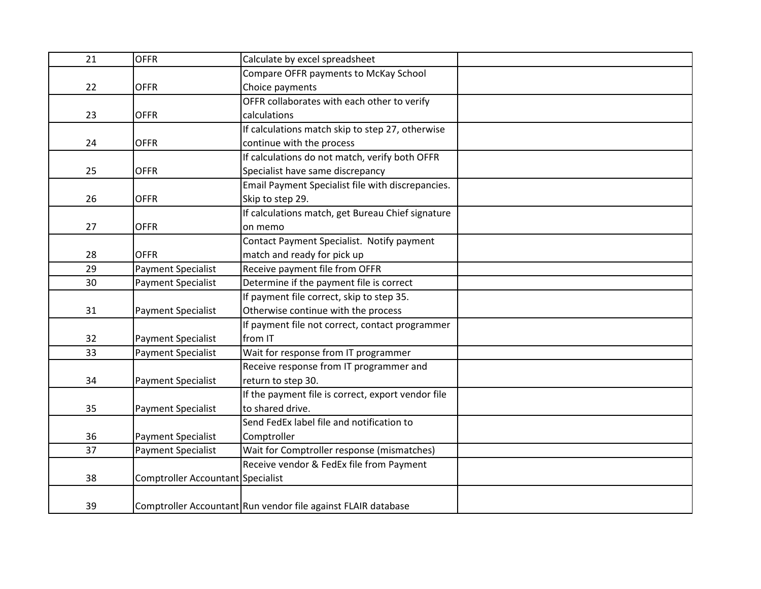| | | | |
|---|---|---|---|
| 21 | OFFR | Calculate by excel spreadsheet | |
| 22 | OFFR | Compare OFFR payments to McKay School Choice payments | |
| 23 | OFFR | OFFR collaborates with each other to verify calculations | |
| 24 | OFFR | If calculations match skip to step 27, otherwise continue with the process | |
| 25 | OFFR | If calculations do not match, verify both OFFR Specialist have same discrepancy | |
| 26 | OFFR | Email Payment Specialist file with discrepancies. Skip to step 29. | |
| 27 | OFFR | If calculations match, get Bureau Chief signature on memo | |
| 28 | OFFR | Contact Payment Specialist. Notify payment match and ready for pick up | |
| 29 | Payment Specialist | Receive payment file from OFFR | |
| 30 | Payment Specialist | Determine if the payment file is correct | |
| 31 | Payment Specialist | If payment file correct, skip to step 35. Otherwise continue with the process | |
| 32 | Payment Specialist | If payment file not correct, contact programmer from IT | |
| 33 | Payment Specialist | Wait for response from IT programmer | |
| 34 | Payment Specialist | Receive response from IT programmer and return to step 30. | |
| 35 | Payment Specialist | If the payment file is correct, export vendor file to shared drive. | |
| 36 | Payment Specialist | Send FedEx label file and notification to Comptroller | |
| 37 | Payment Specialist | Wait for Comptroller response (mismatches) | |
| 38 | Comptroller Accountant | Receive vendor & FedEx file from Payment Specialist | |
| 39 | Comptroller Accountant | Run vendor file against FLAIR database | |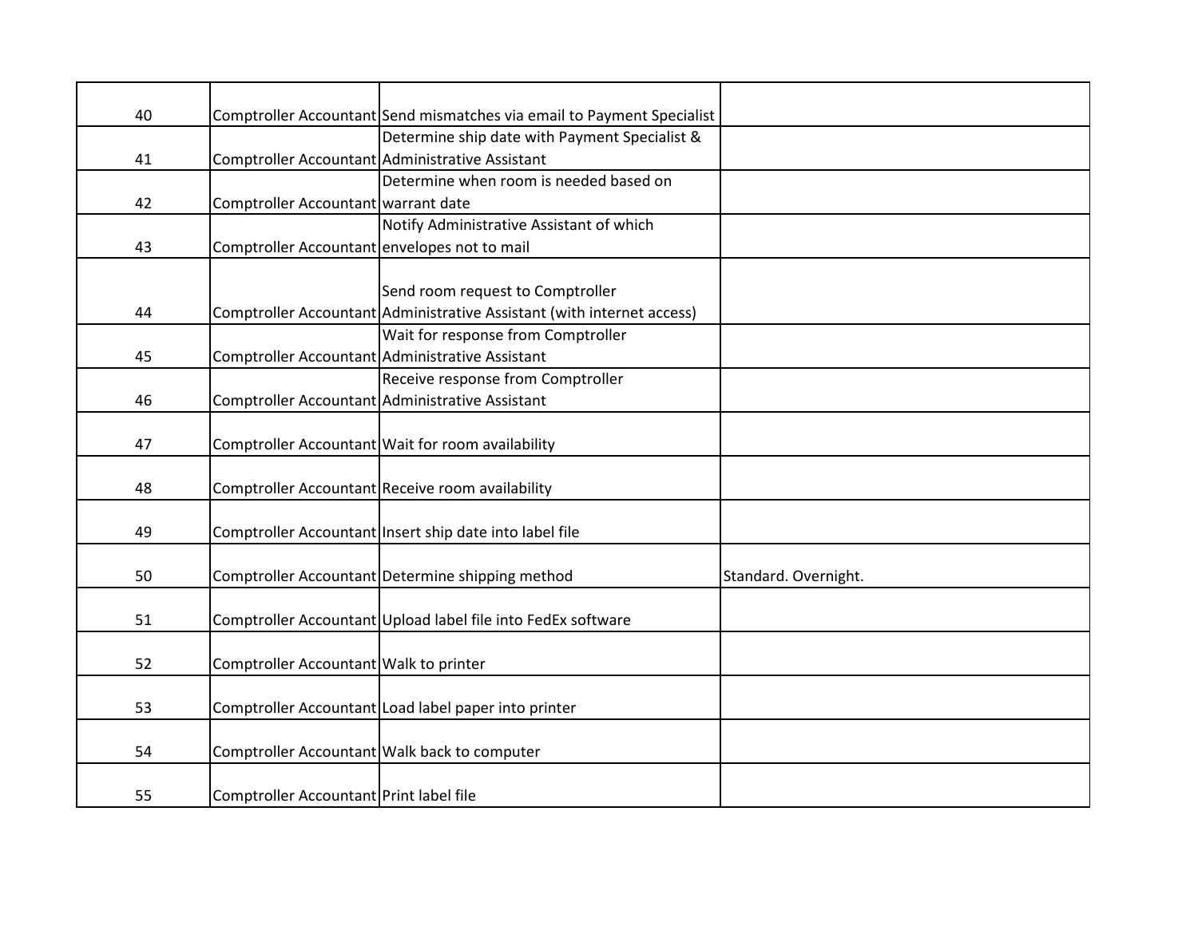| | | | |
|---|---|---|---|
| 40 | Comptroller Accountant | Send mismatches via email to Payment Specialist | |
| 41 | Comptroller Accountant | Determine ship date with Payment Specialist & Administrative Assistant | |
| 42 | Comptroller Accountant | Determine when room is needed based on warrant date | |
| 43 | Comptroller Accountant | Notify Administrative Assistant of which envelopes not to mail | |
| 44 | Comptroller Accountant | Send room request to Comptroller Administrative Assistant (with internet access) | |
| 45 | Comptroller Accountant | Wait for response from Comptroller Administrative Assistant | |
| 46 | Comptroller Accountant | Receive response from Comptroller Administrative Assistant | |
| 47 | Comptroller Accountant | Wait for room availability | |
| 48 | Comptroller Accountant | Receive room availability | |
| 49 | Comptroller Accountant | Insert ship date into label file | |
| 50 | Comptroller Accountant | Determine shipping method | Standard. Overnight. |
| 51 | Comptroller Accountant | Upload label file into FedEx software | |
| 52 | Comptroller Accountant | Walk to printer | |
| 53 | Comptroller Accountant | Load label paper into printer | |
| 54 | Comptroller Accountant | Walk back to computer | |
| 55 | Comptroller Accountant | Print label file | |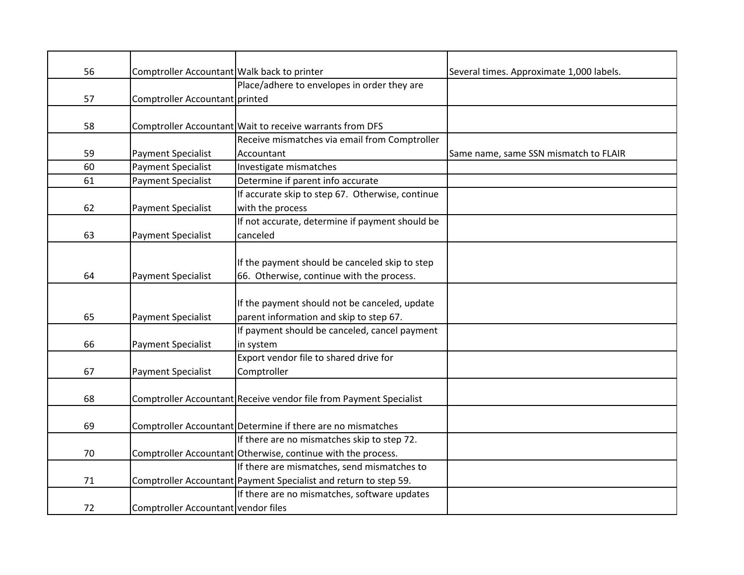| | | | |
|---|---|---|---|
| 56 | Comptroller Accountant | Walk back to printer | Several times. Approximate 1,000 labels. |
| 57 | Comptroller Accountant | Place/adhere to envelopes in order they are printed | |
| 58 | Comptroller Accountant | Wait to receive warrants from DFS | |
| 59 | Payment Specialist | Receive mismatches via email from Comptroller Accountant | Same name, same SSN mismatch to FLAIR |
| 60 | Payment Specialist | Investigate mismatches | |
| 61 | Payment Specialist | Determine if parent info accurate | |
| 62 | Payment Specialist | If accurate skip to step 67. Otherwise, continue with the process | |
| 63 | Payment Specialist | If not accurate, determine if payment should be canceled | |
| 64 | Payment Specialist | If the payment should be canceled skip to step 66. Otherwise, continue with the process. | |
| 65 | Payment Specialist | If the payment should not be canceled, update parent information and skip to step 67. | |
| 66 | Payment Specialist | If payment should be canceled, cancel payment in system | |
| 67 | Payment Specialist | Export vendor file to shared drive for Comptroller | |
| 68 | Comptroller Accountant | Receive vendor file from Payment Specialist | |
| 69 | Comptroller Accountant | Determine if there are no mismatches | |
| 70 | Comptroller Accountant | If there are no mismatches skip to step 72. Otherwise, continue with the process. | |
| 71 | Comptroller Accountant | If there are mismatches, send mismatches to Payment Specialist and return to step 59. | |
| 72 | Comptroller Accountant | If there are no mismatches, software updates vendor files | |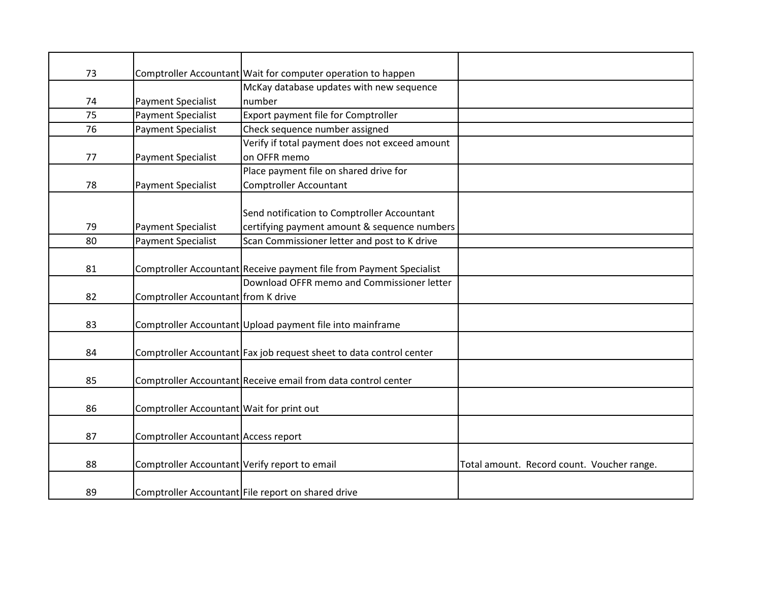| | | | |
|---|---|---|---|
| 73 | Comptroller Accountant | Wait for computer operation to happen | |
| 74 | Payment Specialist | McKay database updates with new sequence number | |
| 75 | Payment Specialist | Export payment file for Comptroller | |
| 76 | Payment Specialist | Check sequence number assigned | |
| 77 | Payment Specialist | Verify if total payment does not exceed amount on OFFR memo | |
| 78 | Payment Specialist | Place payment file on shared drive for Comptroller Accountant | |
| 79 | Payment Specialist | Send notification to Comptroller Accountant certifying payment amount & sequence numbers | |
| 80 | Payment Specialist | Scan Commissioner letter and post to K drive | |
| 81 | Comptroller Accountant | Receive payment file from Payment Specialist | |
| 82 | Comptroller Accountant | Download OFFR memo and Commissioner letter from K drive | |
| 83 | Comptroller Accountant | Upload payment file into mainframe | |
| 84 | Comptroller Accountant | Fax job request sheet to data control center | |
| 85 | Comptroller Accountant | Receive email from data control center | |
| 86 | Comptroller Accountant | Wait for print out | |
| 87 | Comptroller Accountant | Access report | |
| 88 | Comptroller Accountant | Verify report to email | Total amount. Record count. Voucher range. |
| 89 | Comptroller Accountant | File report on shared drive | |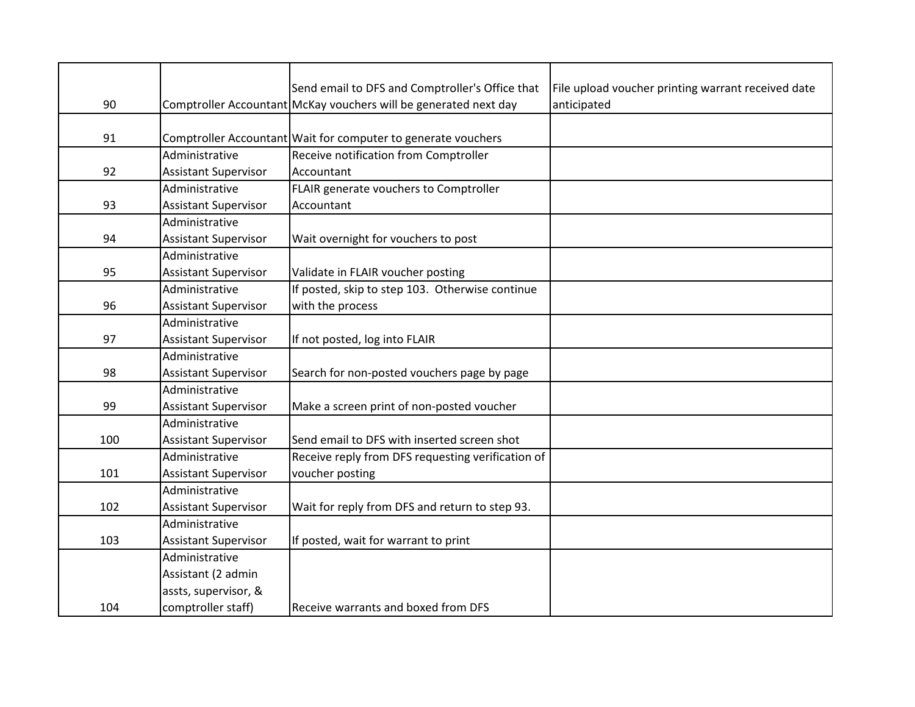| | | | |
|---|---|---|---|
| 90 | Comptroller Accountant | Send email to DFS and Comptroller's Office that McKay vouchers will be generated next day | File upload voucher printing warrant received date anticipated |
| 91 | Comptroller Accountant | Wait for computer to generate vouchers | |
| 92 | Administrative Assistant Supervisor | Receive notification from Comptroller Accountant | |
| 93 | Administrative Assistant Supervisor | FLAIR generate vouchers to Comptroller Accountant | |
| 94 | Administrative Assistant Supervisor | Wait overnight for vouchers to post | |
| 95 | Administrative Assistant Supervisor | Validate in FLAIR voucher posting | |
| 96 | Administrative Assistant Supervisor | If posted, skip to step 103. Otherwise continue with the process | |
| 97 | Administrative Assistant Supervisor | If not posted, log into FLAIR | |
| 98 | Administrative Assistant Supervisor | Search for non-posted vouchers page by page | |
| 99 | Administrative Assistant Supervisor | Make a screen print of non-posted voucher | |
| 100 | Administrative Assistant Supervisor | Send email to DFS with inserted screen shot | |
| 101 | Administrative Assistant Supervisor | Receive reply from DFS requesting verification of voucher posting | |
| 102 | Administrative Assistant Supervisor | Wait for reply from DFS and return to step 93. | |
| 103 | Administrative Assistant Supervisor | If posted, wait for warrant to print | |
| 104 | Administrative Assistant (2 admin assts, supervisor, & comptroller staff) | Receive warrants and boxed from DFS | |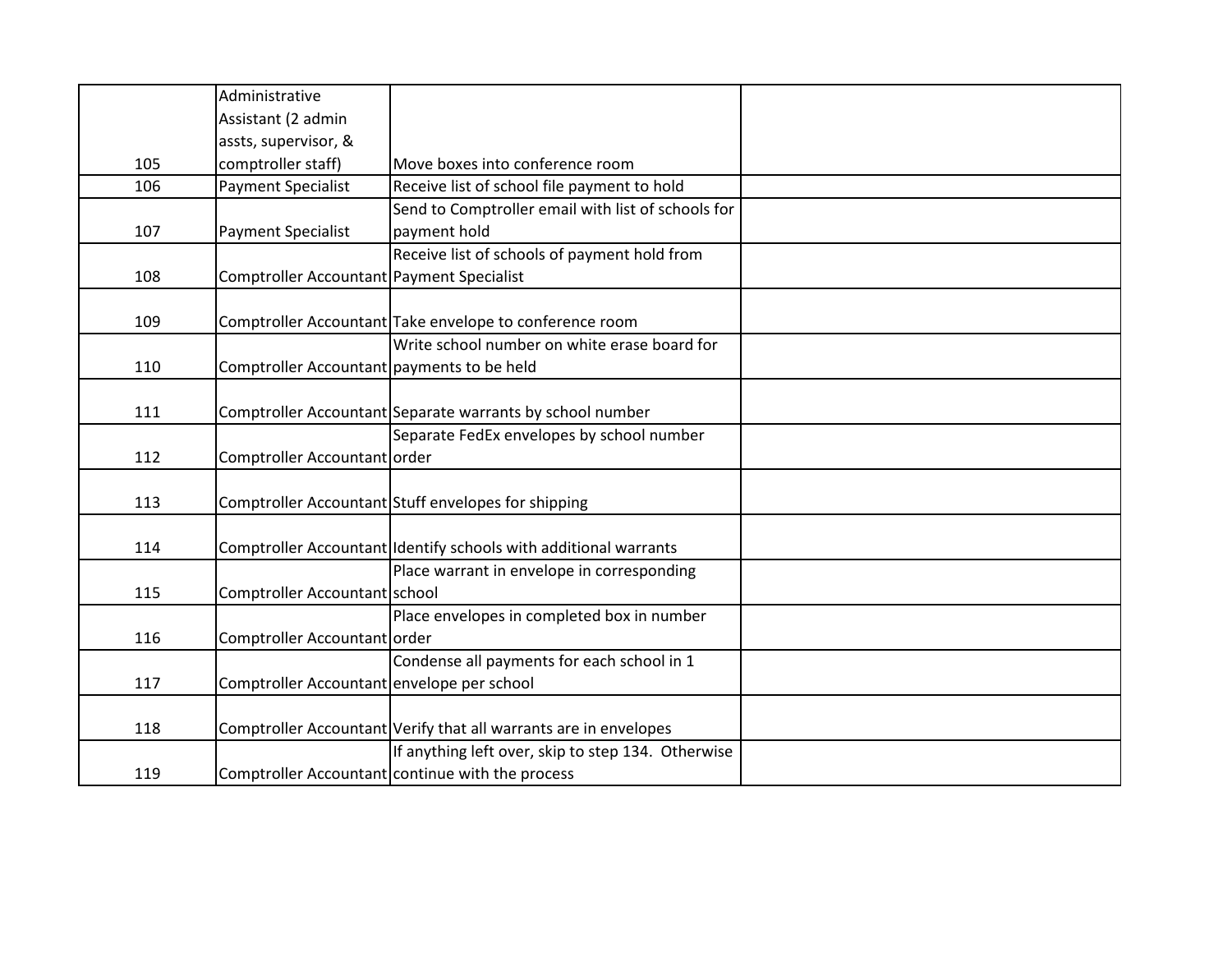| | | | |
|---|---|---|---|
| 105 | Administrative Assistant (2 admin assts, supervisor, & comptroller staff) | Move boxes into conference room | |
| 106 | Payment Specialist | Receive list of school file payment to hold | |
| 107 | Payment Specialist | Send to Comptroller email with list of schools for payment hold | |
| 108 | Comptroller Accountant | Receive list of schools of payment hold from Payment Specialist | |
| 109 | Comptroller Accountant | Take envelope to conference room | |
| 110 | Comptroller Accountant | Write school number on white erase board for payments to be held | |
| 111 | Comptroller Accountant | Separate warrants by school number | |
| 112 | Comptroller Accountant | Separate FedEx envelopes by school number order | |
| 113 | Comptroller Accountant | Stuff envelopes for shipping | |
| 114 | Comptroller Accountant | Identify schools with additional warrants | |
| 115 | Comptroller Accountant | Place warrant in envelope in corresponding school | |
| 116 | Comptroller Accountant | Place envelopes in completed box in number order | |
| 117 | Comptroller Accountant | Condense all payments for each school in 1 envelope per school | |
| 118 | Comptroller Accountant | Verify that all warrants are in envelopes | |
| 119 | Comptroller Accountant | If anything left over, skip to step 134. Otherwise continue with the process | |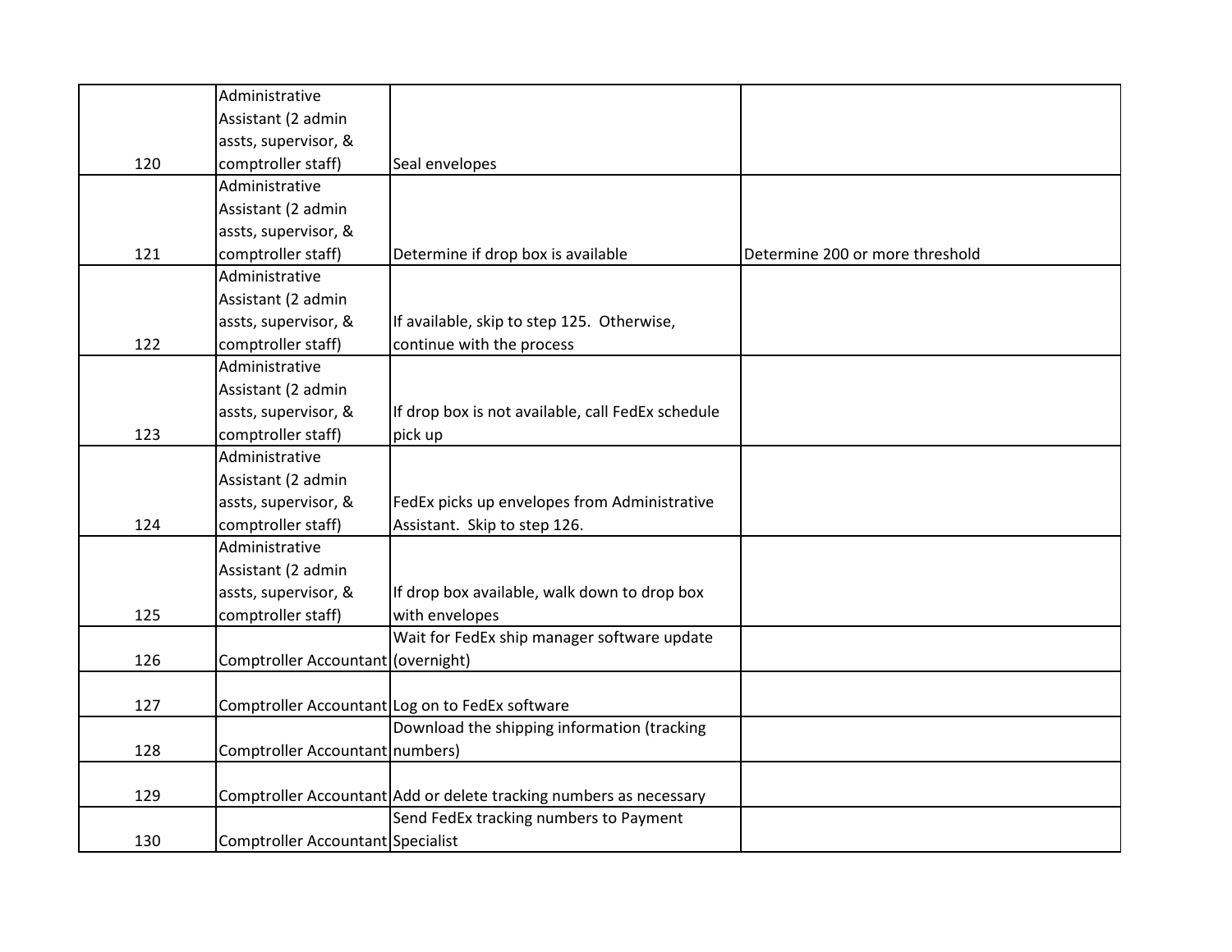| | | | |
|---|---|---|---|
| 120 | Administrative Assistant (2 admin assts, supervisor, & comptroller staff) | Seal envelopes | |
| 121 | Administrative Assistant (2 admin assts, supervisor, & comptroller staff) | Determine if drop box is available | Determine 200 or more threshold |
| 122 | Administrative Assistant (2 admin assts, supervisor, & comptroller staff) | If available, skip to step 125. Otherwise, continue with the process | |
| 123 | Administrative Assistant (2 admin assts, supervisor, & comptroller staff) | If drop box is not available, call FedEx schedule pick up | |
| 124 | Administrative Assistant (2 admin assts, supervisor, & comptroller staff) | FedEx picks up envelopes from Administrative Assistant. Skip to step 126. | |
| 125 | Administrative Assistant (2 admin assts, supervisor, & comptroller staff) | If drop box available, walk down to drop box with envelopes | |
| 126 | Comptroller Accountant | Wait for FedEx ship manager software update (overnight) | |
| 127 | Comptroller Accountant | Log on to FedEx software | |
| 128 | Comptroller Accountant | Download the shipping information (tracking numbers) | |
| 129 | Comptroller Accountant | Add or delete tracking numbers as necessary | |
| 130 | Comptroller Accountant | Send FedEx tracking numbers to Payment Specialist | |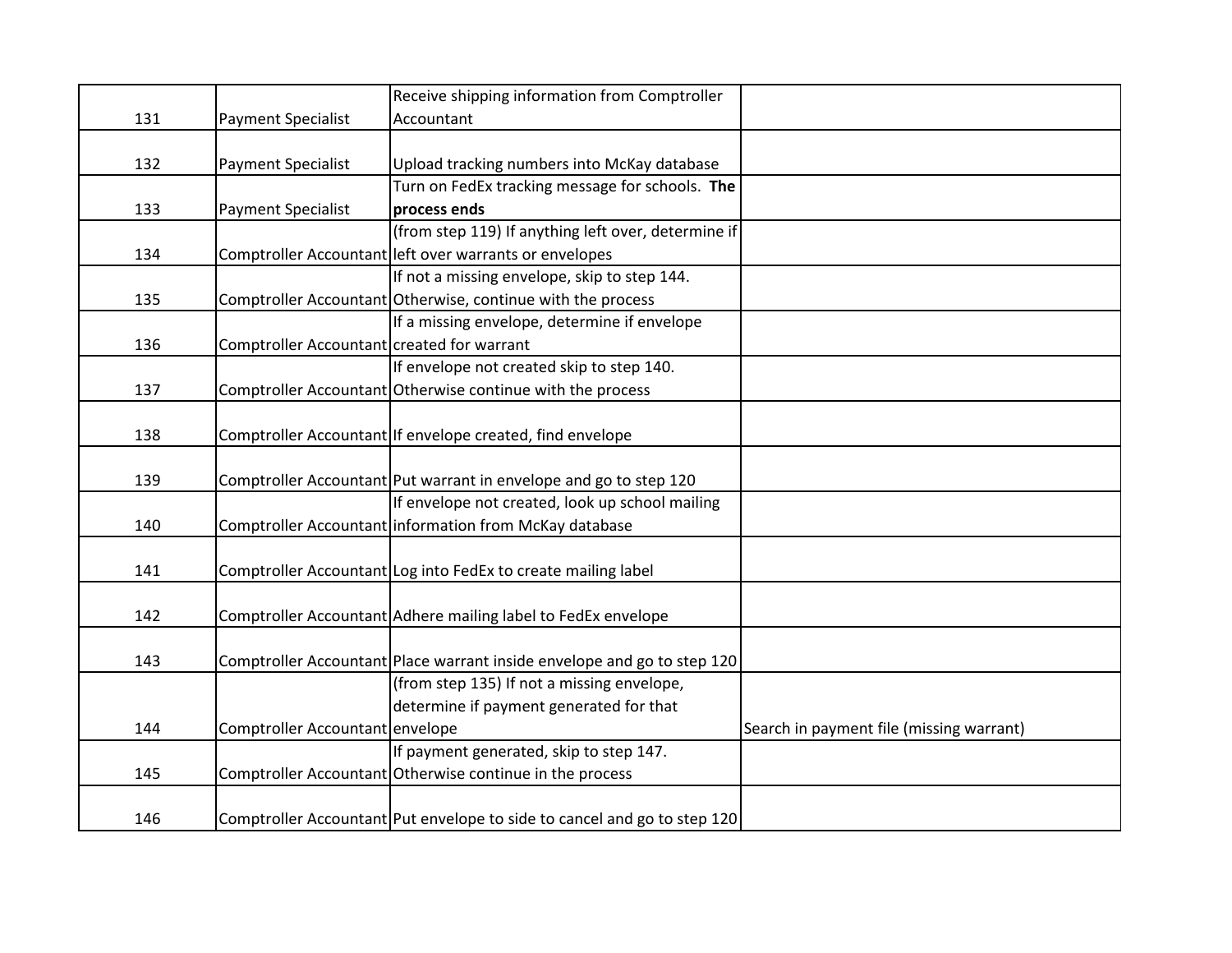| | | | |
|---|---|---|---|
| 131 | Payment Specialist | Receive shipping information from Comptroller Accountant | |
| 132 | Payment Specialist | Upload tracking numbers into McKay database | |
| 133 | Payment Specialist | Turn on FedEx tracking message for schools. **The process ends** | |
| 134 | Comptroller Accountant | (from step 119) If anything left over, determine if left over warrants or envelopes | |
| 135 | Comptroller Accountant | If not a missing envelope, skip to step 144. Otherwise, continue with the process | |
| 136 | Comptroller Accountant | If a missing envelope, determine if envelope created for warrant | |
| 137 | Comptroller Accountant | If envelope not created skip to step 140. Otherwise continue with the process | |
| 138 | Comptroller Accountant | If envelope created, find envelope | |
| 139 | Comptroller Accountant | Put warrant in envelope and go to step 120 | |
| 140 | Comptroller Accountant | If envelope not created, look up school mailing information from McKay database | |
| 141 | Comptroller Accountant | Log into FedEx to create mailing label | |
| 142 | Comptroller Accountant | Adhere mailing label to FedEx envelope | |
| 143 | Comptroller Accountant | Place warrant inside envelope and go to step 120 | |
| 144 | Comptroller Accountant | (from step 135) If not a missing envelope, determine if payment generated for that envelope | Search in payment file (missing warrant) |
| 145 | Comptroller Accountant | If payment generated, skip to step 147. Otherwise continue in the process | |
| 146 | Comptroller Accountant | Put envelope to side to cancel and go to step 120 | |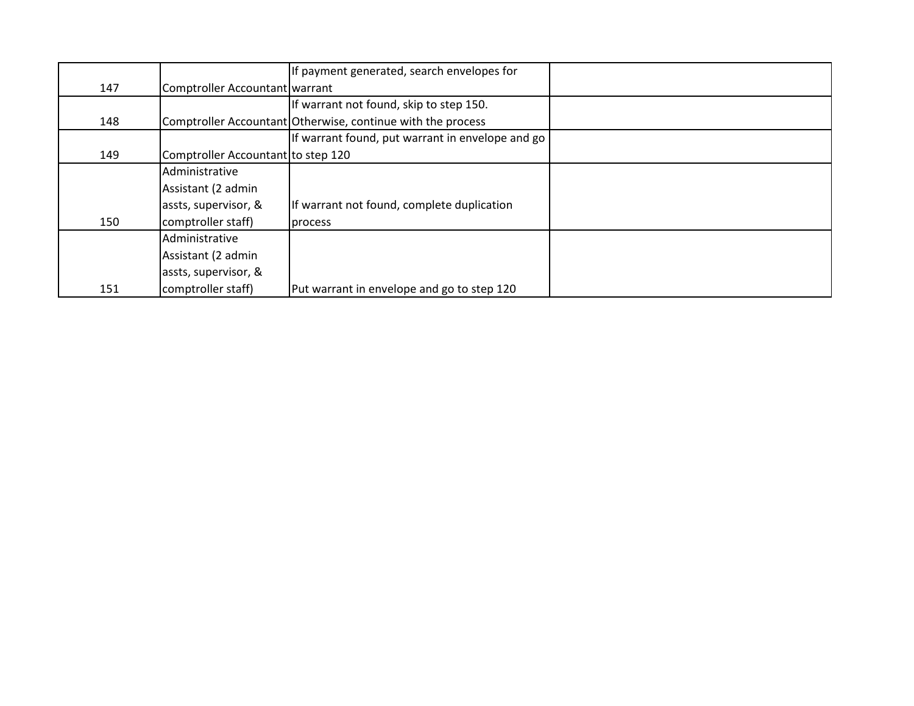| | | | |
|---|---|---|---|
| 147 | Comptroller Accountant | If payment generated, search envelopes for warrant | |
| 148 | Comptroller Accountant | If warrant not found, skip to step 150. Otherwise, continue with the process | |
| 149 | Comptroller Accountant | If warrant found, put warrant in envelope and go to step 120 | |
| 150 | Administrative Assistant (2 admin assts, supervisor, & comptroller staff) | If warrant not found, complete duplication process | |
| 151 | Administrative Assistant (2 admin assts, supervisor, & comptroller staff) | Put warrant in envelope and go to step 120 | |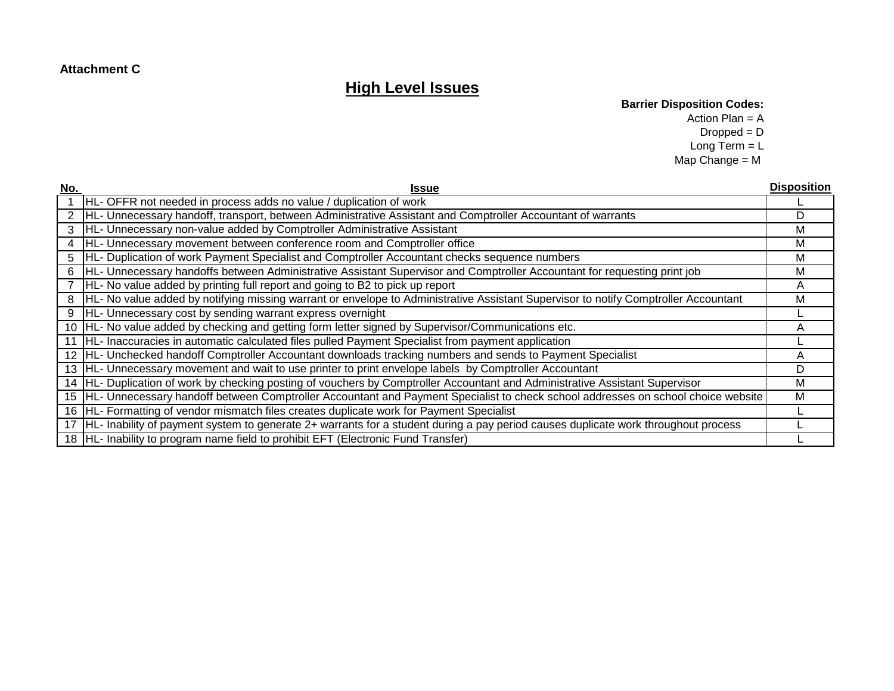**Attachment C**

# High Level Issues

**Barrier Disposition Codes:**

Action Plan = A
Dropped = D
Long Term = L
Map Change = M

| No. | Issue | Disposition |
|---|---|---|
| 1 | HL- OFFR not needed in process adds no value / duplication of work | L |
| 2 | HL- Unnecessary handoff, transport, between Administrative Assistant and Comptroller Accountant of warrants | D |
| 3 | HL- Unnecessary non-value added by Comptroller Administrative Assistant | M |
| 4 | HL- Unnecessary movement between conference room and Comptroller office | M |
| 5 | HL- Duplication of work Payment Specialist and Comptroller Accountant checks sequence numbers | M |
| 6 | HL- Unnecessary handoffs between Administrative Assistant Supervisor and Comptroller Accountant for requesting print job | M |
| 7 | HL- No value added by printing full report and going to B2 to pick up report | A |
| 8 | HL- No value added by notifying missing warrant or envelope to Administrative Assistant Supervisor to notify Comptroller Accountant | M |
| 9 | HL- Unnecessary cost by sending warrant express overnight | L |
| 10 | HL- No value added by checking and getting form letter signed by Supervisor/Communications etc. | A |
| 11 | HL- Inaccuracies in automatic calculated files pulled Payment Specialist from payment application | L |
| 12 | HL- Unchecked handoff Comptroller Accountant downloads tracking numbers and sends to Payment Specialist | A |
| 13 | HL- Unnecessary movement and wait to use printer to print envelope labels by Comptroller Accountant | D |
| 14 | HL- Duplication of work by checking posting of vouchers by Comptroller Accountant and Administrative Assistant Supervisor | M |
| 15 | HL- Unnecessary handoff between Comptroller Accountant and Payment Specialist to check school addresses on school choice website | M |
| 16 | HL- Formatting of vendor mismatch files creates duplicate work for Payment Specialist | L |
| 17 | HL- Inability of payment system to generate 2+ warrants for a student during a pay period causes duplicate work throughout process | L |
| 18 | HL- Inability to program name field to prohibit EFT (Electronic Fund Transfer) | L |